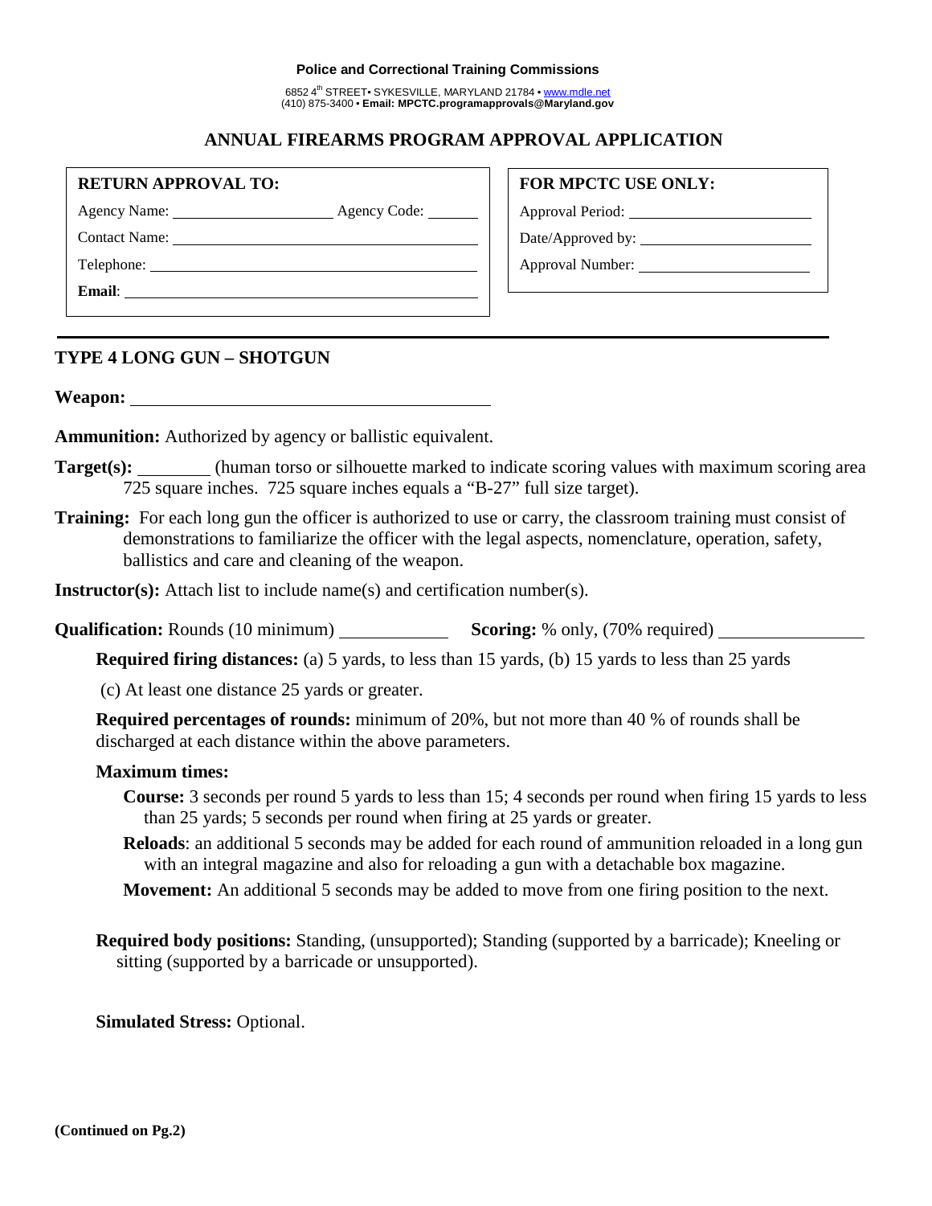**Police and Correctional Training Commissions**

6852 4th STREET• SYKESVILLE, MARYLAND 21784 • www.mdle.net
(410) 875-3400 • **Email: MPCTC.programapprovals@Maryland.gov**

## ANNUAL FIREARMS PROGRAM APPROVAL APPLICATION

**RETURN APPROVAL TO:**

Agency Name: ____________________ Agency Code: ______

Contact Name: ______________________________________

Telephone: _________________________________________

**Email**: ___________________________________________

**FOR MPCTC USE ONLY:**

Approval Period: ______________________

Date/Approved by: _____________________

Approval Number: _____________________

---

### TYPE 4 LONG GUN – SHOTGUN

**Weapon:** ________________________________________

**Ammunition:** Authorized by agency or ballistic equivalent.

**Target(s):** ________ (human torso or silhouette marked to indicate scoring values with maximum scoring area 725 square inches. 725 square inches equals a "B-27" full size target).

**Training:** For each long gun the officer is authorized to use or carry, the classroom training must consist of demonstrations to familiarize the officer with the legal aspects, nomenclature, operation, safety, ballistics and care and cleaning of the weapon.

**Instructor(s):** Attach list to include name(s) and certification number(s).

**Qualification:** Rounds (10 minimum) ____________ **Scoring:** % only, (70% required) ________________

**Required firing distances:** (a) 5 yards, to less than 15 yards, (b) 15 yards to less than 25 yards

(c) At least one distance 25 yards or greater.

**Required percentages of rounds:** minimum of 20%, but not more than 40 % of rounds shall be discharged at each distance within the above parameters.

**Maximum times:**

**Course:** 3 seconds per round 5 yards to less than 15; 4 seconds per round when firing 15 yards to less than 25 yards; 5 seconds per round when firing at 25 yards or greater.

**Reloads**: an additional 5 seconds may be added for each round of ammunition reloaded in a long gun with an integral magazine and also for reloading a gun with a detachable box magazine.

**Movement:** An additional 5 seconds may be added to move from one firing position to the next.

**Required body positions:** Standing, (unsupported); Standing (supported by a barricade); Kneeling or sitting (supported by a barricade or unsupported).

**Simulated Stress:** Optional.

**(Continued on Pg.2)**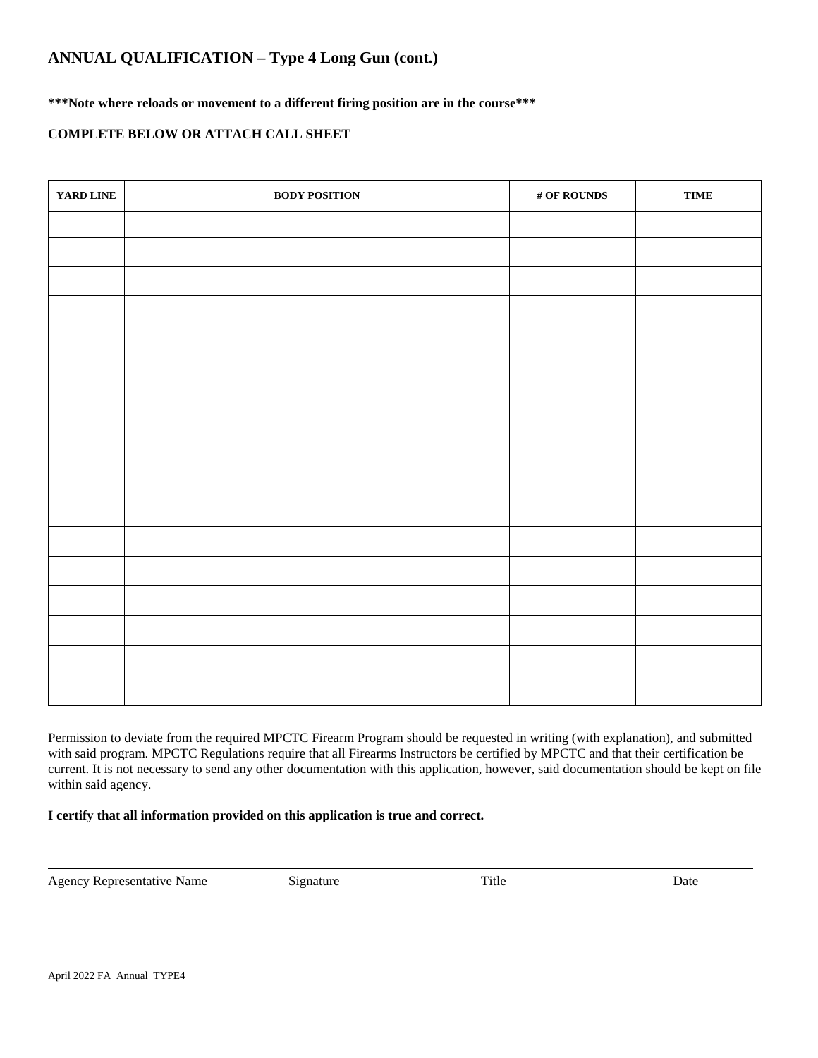# ANNUAL QUALIFICATION – Type 4 Long Gun (cont.)

**\*\*\*Note where reloads or movement to a different firing position are in the course\*\*\***

**COMPLETE BELOW OR ATTACH CALL SHEET**

| YARD LINE | BODY POSITION | # OF ROUNDS | TIME |
|---|---|---|---|
| | | | |
| | | | |
| | | | |
| | | | |
| | | | |
| | | | |
| | | | |
| | | | |
| | | | |
| | | | |
| | | | |
| | | | |
| | | | |
| | | | |
| | | | |
| | | | |
| | | | |

Permission to deviate from the required MPCTC Firearm Program should be requested in writing (with explanation), and submitted with said program. MPCTC Regulations require that all Firearms Instructors be certified by MPCTC and that their certification be current. It is not necessary to send any other documentation with this application, however, said documentation should be kept on file within said agency.

**I certify that all information provided on this application is true and correct.**

Agency Representative Name Signature Title Date

April 2022 FA_Annual_TYPE4